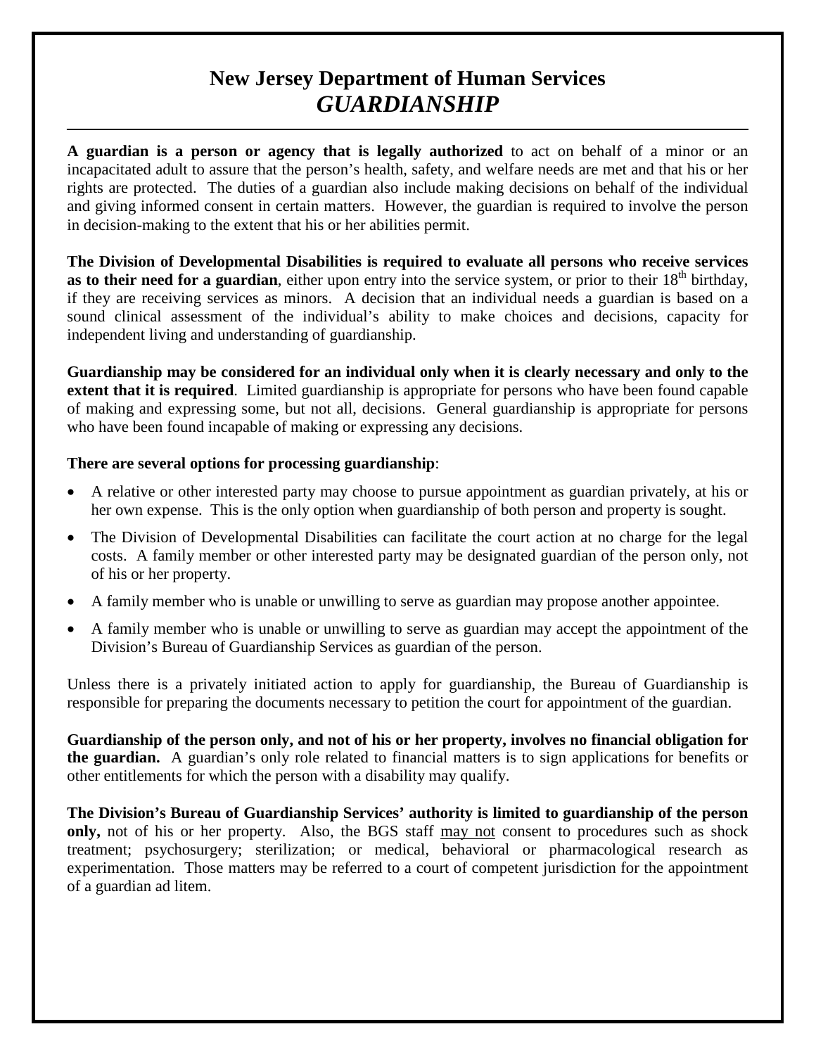# New Jersey Department of Human Services
## *GUARDIANSHIP*

**A guardian is a person or agency that is legally authorized** to act on behalf of a minor or an incapacitated adult to assure that the person's health, safety, and welfare needs are met and that his or her rights are protected. The duties of a guardian also include making decisions on behalf of the individual and giving informed consent in certain matters. However, the guardian is required to involve the person in decision-making to the extent that his or her abilities permit.

**The Division of Developmental Disabilities is required to evaluate all persons who receive services as to their need for a guardian**, either upon entry into the service system, or prior to their 18th birthday, if they are receiving services as minors. A decision that an individual needs a guardian is based on a sound clinical assessment of the individual's ability to make choices and decisions, capacity for independent living and understanding of guardianship.

**Guardianship may be considered for an individual only when it is clearly necessary and only to the extent that it is required**. Limited guardianship is appropriate for persons who have been found capable of making and expressing some, but not all, decisions. General guardianship is appropriate for persons who have been found incapable of making or expressing any decisions.

**There are several options for processing guardianship**:

- A relative or other interested party may choose to pursue appointment as guardian privately, at his or her own expense. This is the only option when guardianship of both person and property is sought.
- The Division of Developmental Disabilities can facilitate the court action at no charge for the legal costs. A family member or other interested party may be designated guardian of the person only, not of his or her property.
- A family member who is unable or unwilling to serve as guardian may propose another appointee.
- A family member who is unable or unwilling to serve as guardian may accept the appointment of the Division's Bureau of Guardianship Services as guardian of the person.

Unless there is a privately initiated action to apply for guardianship, the Bureau of Guardianship is responsible for preparing the documents necessary to petition the court for appointment of the guardian.

**Guardianship of the person only, and not of his or her property, involves no financial obligation for the guardian.** A guardian's only role related to financial matters is to sign applications for benefits or other entitlements for which the person with a disability may qualify.

**The Division's Bureau of Guardianship Services' authority is limited to guardianship of the person only,** not of his or her property. Also, the BGS staff may not consent to procedures such as shock treatment; psychosurgery; sterilization; or medical, behavioral or pharmacological research as experimentation. Those matters may be referred to a court of competent jurisdiction for the appointment of a guardian ad litem.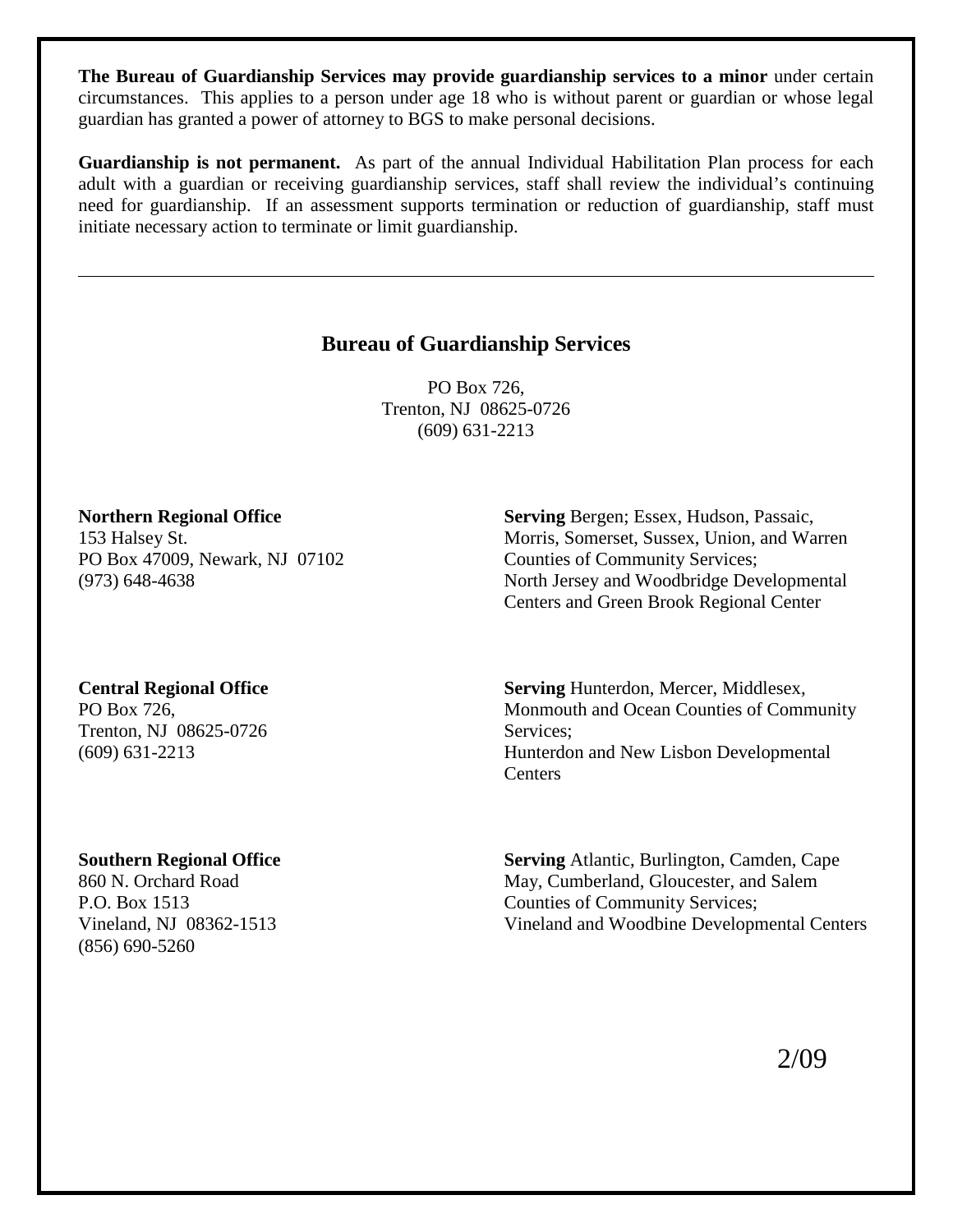**The Bureau of Guardianship Services may provide guardianship services to a minor** under certain circumstances. This applies to a person under age 18 who is without parent or guardian or whose legal guardian has granted a power of attorney to BGS to make personal decisions.

**Guardianship is not permanent.** As part of the annual Individual Habilitation Plan process for each adult with a guardian or receiving guardianship services, staff shall review the individual's continuing need for guardianship. If an assessment supports termination or reduction of guardianship, staff must initiate necessary action to terminate or limit guardianship.

---

## Bureau of Guardianship Services

PO Box 726,
Trenton, NJ 08625-0726
(609) 631-2213

**Northern Regional Office**
153 Halsey St.
PO Box 47009, Newark, NJ 07102
(973) 648-4638

**Serving** Bergen; Essex, Hudson, Passaic, Morris, Somerset, Sussex, Union, and Warren Counties of Community Services; North Jersey and Woodbridge Developmental Centers and Green Brook Regional Center

**Central Regional Office**
PO Box 726,
Trenton, NJ 08625-0726
(609) 631-2213

**Serving** Hunterdon, Mercer, Middlesex, Monmouth and Ocean Counties of Community Services; Hunterdon and New Lisbon Developmental Centers

**Southern Regional Office**
860 N. Orchard Road
P.O. Box 1513
Vineland, NJ 08362-1513
(856) 690-5260

**Serving** Atlantic, Burlington, Camden, Cape May, Cumberland, Gloucester, and Salem Counties of Community Services; Vineland and Woodbine Developmental Centers

2/09